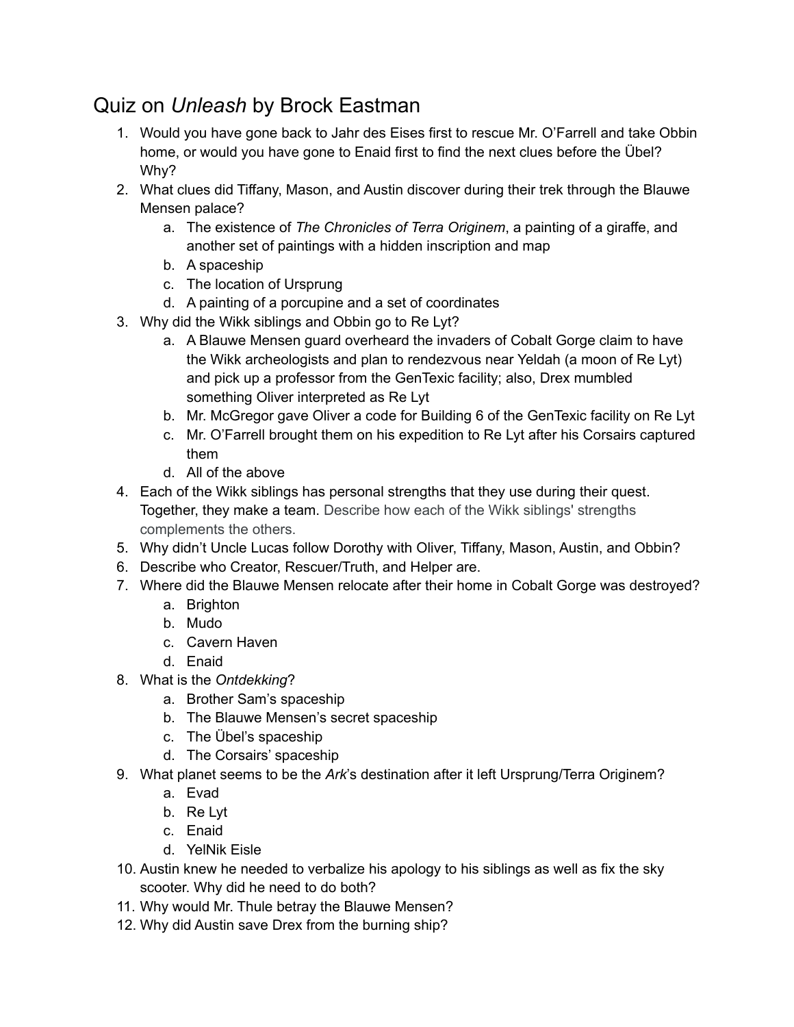# Quiz on *Unleash* by Brock Eastman

1. Would you have gone back to Jahr des Eises first to rescue Mr. O'Farrell and take Obbin home, or would you have gone to Enaid first to find the next clues before the Übel? Why?
2. What clues did Tiffany, Mason, and Austin discover during their trek through the Blauwe Mensen palace?
    a. The existence of *The Chronicles of Terra Originem*, a painting of a giraffe, and another set of paintings with a hidden inscription and map
    b. A spaceship
    c. The location of Ursprung
    d. A painting of a porcupine and a set of coordinates
3. Why did the Wikk siblings and Obbin go to Re Lyt?
    a. A Blauwe Mensen guard overheard the invaders of Cobalt Gorge claim to have the Wikk archeologists and plan to rendezvous near Yeldah (a moon of Re Lyt) and pick up a professor from the GenTexic facility; also, Drex mumbled something Oliver interpreted as Re Lyt
    b. Mr. McGregor gave Oliver a code for Building 6 of the GenTexic facility on Re Lyt
    c. Mr. O'Farrell brought them on his expedition to Re Lyt after his Corsairs captured them
    d. All of the above
4. Each of the Wikk siblings has personal strengths that they use during their quest. Together, they make a team. Describe how each of the Wikk siblings' strengths complements the others.
5. Why didn't Uncle Lucas follow Dorothy with Oliver, Tiffany, Mason, Austin, and Obbin?
6. Describe who Creator, Rescuer/Truth, and Helper are.
7. Where did the Blauwe Mensen relocate after their home in Cobalt Gorge was destroyed?
    a. Brighton
    b. Mudo
    c. Cavern Haven
    d. Enaid
8. What is the *Ontdekking*?
    a. Brother Sam's spaceship
    b. The Blauwe Mensen's secret spaceship
    c. The Übel's spaceship
    d. The Corsairs' spaceship
9. What planet seems to be the *Ark*'s destination after it left Ursprung/Terra Originem?
    a. Evad
    b. Re Lyt
    c. Enaid
    d. YelNik Eisle
10. Austin knew he needed to verbalize his apology to his siblings as well as fix the sky scooter. Why did he need to do both?
11. Why would Mr. Thule betray the Blauwe Mensen?
12. Why did Austin save Drex from the burning ship?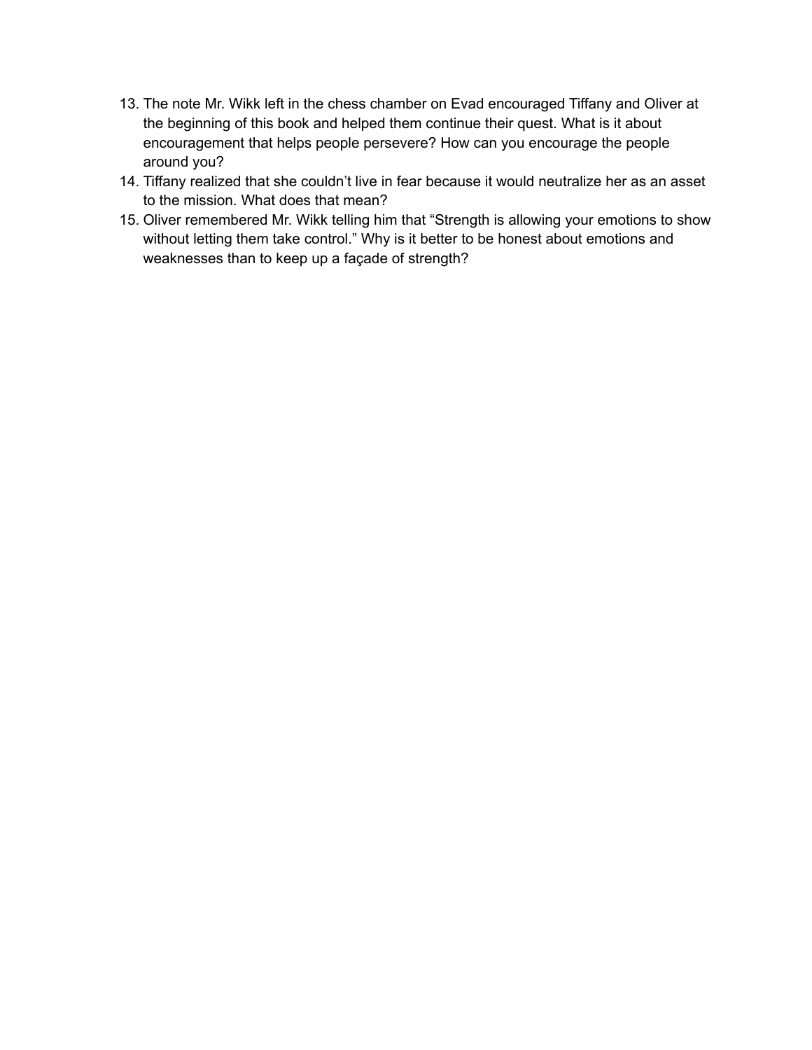13. The note Mr. Wikk left in the chess chamber on Evad encouraged Tiffany and Oliver at the beginning of this book and helped them continue their quest. What is it about encouragement that helps people persevere? How can you encourage the people around you?
14. Tiffany realized that she couldn't live in fear because it would neutralize her as an asset to the mission. What does that mean?
15. Oliver remembered Mr. Wikk telling him that "Strength is allowing your emotions to show without letting them take control." Why is it better to be honest about emotions and weaknesses than to keep up a façade of strength?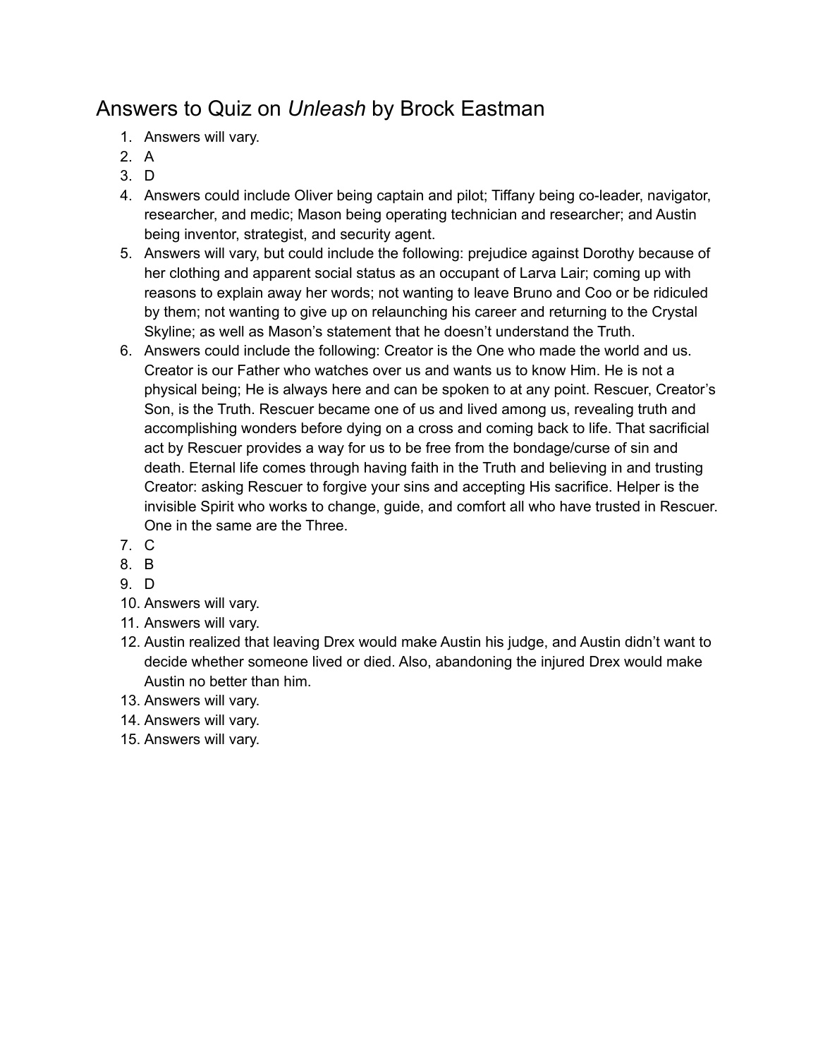# Answers to Quiz on *Unleash* by Brock Eastman

1. Answers will vary.
2. A
3. D
4. Answers could include Oliver being captain and pilot; Tiffany being co-leader, navigator, researcher, and medic; Mason being operating technician and researcher; and Austin being inventor, strategist, and security agent.
5. Answers will vary, but could include the following: prejudice against Dorothy because of her clothing and apparent social status as an occupant of Larva Lair; coming up with reasons to explain away her words; not wanting to leave Bruno and Coo or be ridiculed by them; not wanting to give up on relaunching his career and returning to the Crystal Skyline; as well as Mason's statement that he doesn't understand the Truth.
6. Answers could include the following: Creator is the One who made the world and us. Creator is our Father who watches over us and wants us to know Him. He is not a physical being; He is always here and can be spoken to at any point. Rescuer, Creator's Son, is the Truth. Rescuer became one of us and lived among us, revealing truth and accomplishing wonders before dying on a cross and coming back to life. That sacrificial act by Rescuer provides a way for us to be free from the bondage/curse of sin and death. Eternal life comes through having faith in the Truth and believing in and trusting Creator: asking Rescuer to forgive your sins and accepting His sacrifice. Helper is the invisible Spirit who works to change, guide, and comfort all who have trusted in Rescuer. One in the same are the Three.
7. C
8. B
9. D
10. Answers will vary.
11. Answers will vary.
12. Austin realized that leaving Drex would make Austin his judge, and Austin didn't want to decide whether someone lived or died. Also, abandoning the injured Drex would make Austin no better than him.
13. Answers will vary.
14. Answers will vary.
15. Answers will vary.